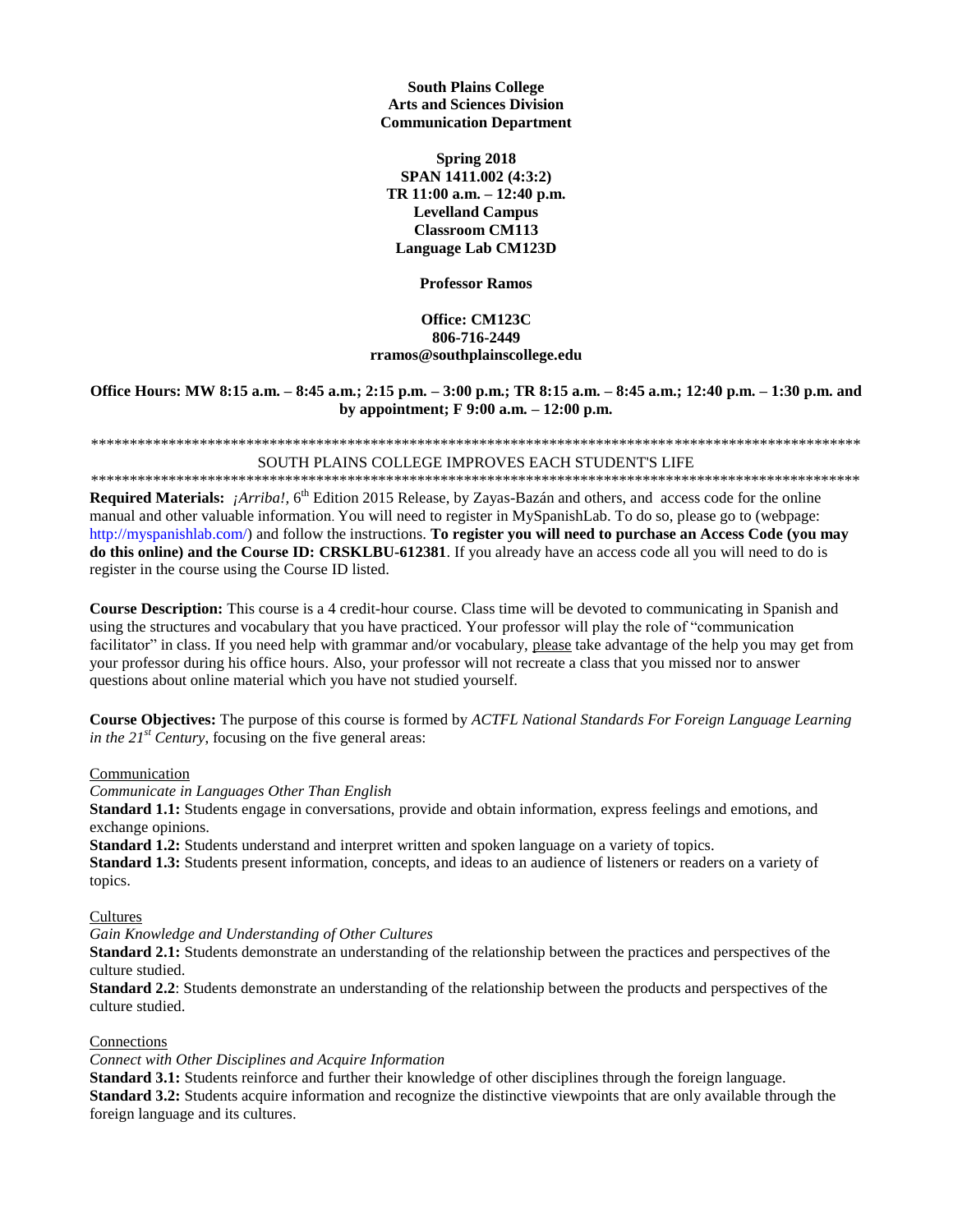**South Plains College**
**Arts and Sciences Division**
**Communication Department**

**Spring 2018**
**SPAN 1411.002 (4:3:2)**
**TR 11:00 a.m. – 12:40 p.m.**
**Levelland Campus**
**Classroom CM113**
**Language Lab CM123D**

**Professor Ramos**

**Office: CM123C**
**806-716-2449**
**rramos@southplainscollege.edu**

**Office Hours: MW 8:15 a.m. – 8:45 a.m.; 2:15 p.m. – 3:00 p.m.; TR 8:15 a.m. – 8:45 a.m.; 12:40 p.m. – 1:30 p.m. and by appointment; F 9:00 a.m. – 12:00 p.m.**

*****************************************************************************************************
SOUTH PLAINS COLLEGE IMPROVES EACH STUDENT'S LIFE
*****************************************************************************************************

**Required Materials:** *¡Arriba!*, 6th Edition 2015 Release, by Zayas-Bazán and others, and access code for the online manual and other valuable information. You will need to register in MySpanishLab. To do so, please go to (webpage: http://myspanishlab.com/) and follow the instructions. **To register you will need to purchase an Access Code (you may do this online) and the Course ID: CRSKLBU-612381**. If you already have an access code all you will need to do is register in the course using the Course ID listed.

**Course Description:** This course is a 4 credit-hour course. Class time will be devoted to communicating in Spanish and using the structures and vocabulary that you have practiced. Your professor will play the role of "communication facilitator" in class. If you need help with grammar and/or vocabulary, please take advantage of the help you may get from your professor during his office hours. Also, your professor will not recreate a class that you missed nor to answer questions about online material which you have not studied yourself.

**Course Objectives:** The purpose of this course is formed by *ACTFL National Standards For Foreign Language Learning in the 21st Century*, focusing on the five general areas:

Communication

*Communicate in Languages Other Than English*

**Standard 1.1:** Students engage in conversations, provide and obtain information, express feelings and emotions, and exchange opinions.

**Standard 1.2:** Students understand and interpret written and spoken language on a variety of topics.

**Standard 1.3:** Students present information, concepts, and ideas to an audience of listeners or readers on a variety of topics.

Cultures

*Gain Knowledge and Understanding of Other Cultures*

**Standard 2.1:** Students demonstrate an understanding of the relationship between the practices and perspectives of the culture studied.

**Standard 2.2**: Students demonstrate an understanding of the relationship between the products and perspectives of the culture studied.

Connections

*Connect with Other Disciplines and Acquire Information*

**Standard 3.1:** Students reinforce and further their knowledge of other disciplines through the foreign language.

**Standard 3.2:** Students acquire information and recognize the distinctive viewpoints that are only available through the foreign language and its cultures.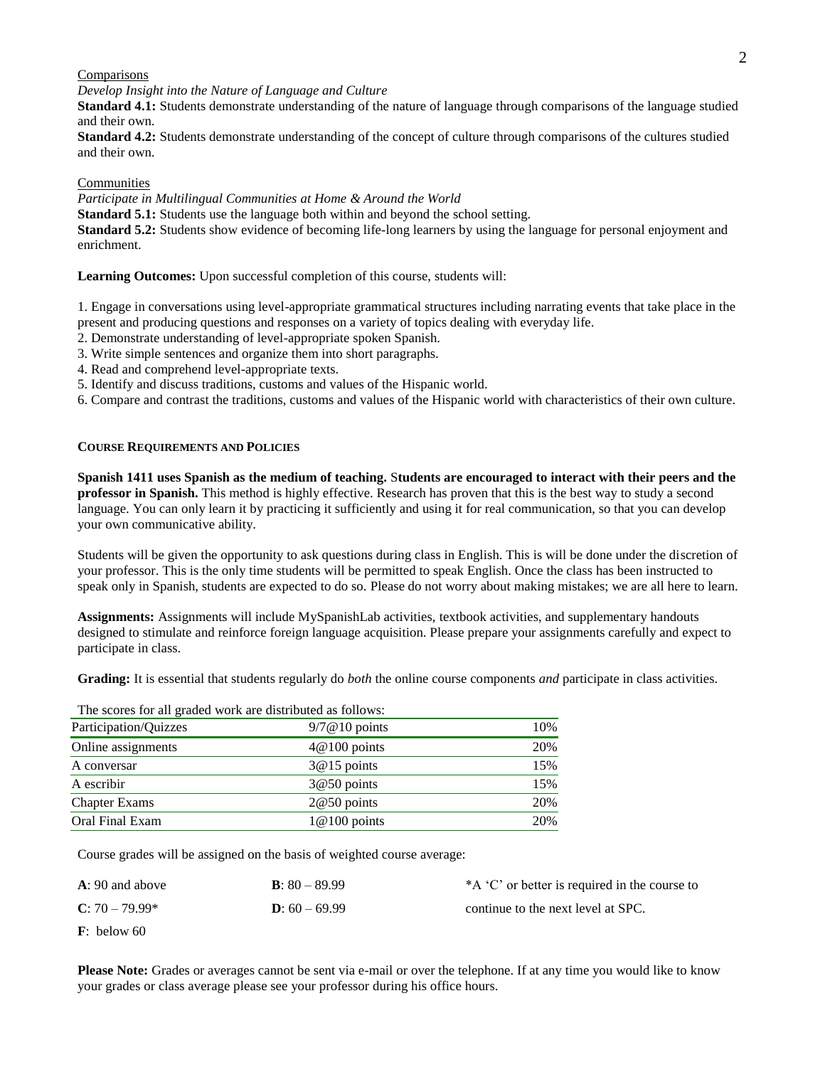Comparisons

*Develop Insight into the Nature of Language and Culture*

**Standard 4.1:** Students demonstrate understanding of the nature of language through comparisons of the language studied and their own.

**Standard 4.2:** Students demonstrate understanding of the concept of culture through comparisons of the cultures studied and their own.

Communities

*Participate in Multilingual Communities at Home & Around the World*

**Standard 5.1:** Students use the language both within and beyond the school setting.

**Standard 5.2:** Students show evidence of becoming life-long learners by using the language for personal enjoyment and enrichment.

**Learning Outcomes:** Upon successful completion of this course, students will:

1. Engage in conversations using level-appropriate grammatical structures including narrating events that take place in the present and producing questions and responses on a variety of topics dealing with everyday life.
2. Demonstrate understanding of level-appropriate spoken Spanish.
3. Write simple sentences and organize them into short paragraphs.
4. Read and comprehend level-appropriate texts.
5. Identify and discuss traditions, customs and values of the Hispanic world.
6. Compare and contrast the traditions, customs and values of the Hispanic world with characteristics of their own culture.

**COURSE REQUIREMENTS AND POLICIES**

**Spanish 1411 uses Spanish as the medium of teaching.** S**tudents are encouraged to interact with their peers and the professor in Spanish.** This method is highly effective. Research has proven that this is the best way to study a second language. You can only learn it by practicing it sufficiently and using it for real communication, so that you can develop your own communicative ability.

Students will be given the opportunity to ask questions during class in English. This is will be done under the discretion of your professor. This is the only time students will be permitted to speak English. Once the class has been instructed to speak only in Spanish, students are expected to do so. Please do not worry about making mistakes; we are all here to learn.

**Assignments:** Assignments will include MySpanishLab activities, textbook activities, and supplementary handouts designed to stimulate and reinforce foreign language acquisition. Please prepare your assignments carefully and expect to participate in class.

**Grading:** It is essential that students regularly do *both* the online course components *and* participate in class activities.

The scores for all graded work are distributed as follows:

| Participation/Quizzes | 9/7@10 points | 10% |
|---|---|---|
| Online assignments | 4@100 points | 20% |
| A conversar | 3@15 points | 15% |
| A escribir | 3@50 points | 15% |
| Chapter Exams | 2@50 points | 20% |
| Oral Final Exam | 1@100 points | 20% |

Course grades will be assigned on the basis of weighted course average:

**A**: 90 and above
**B**: 80 – 89.99
**C**: 70 – 79.99*
**D**: 60 – 69.99
**F**: below 60

*A 'C' or better is required in the course to continue to the next level at SPC.

**Please Note:** Grades or averages cannot be sent via e-mail or over the telephone. If at any time you would like to know your grades or class average please see your professor during his office hours.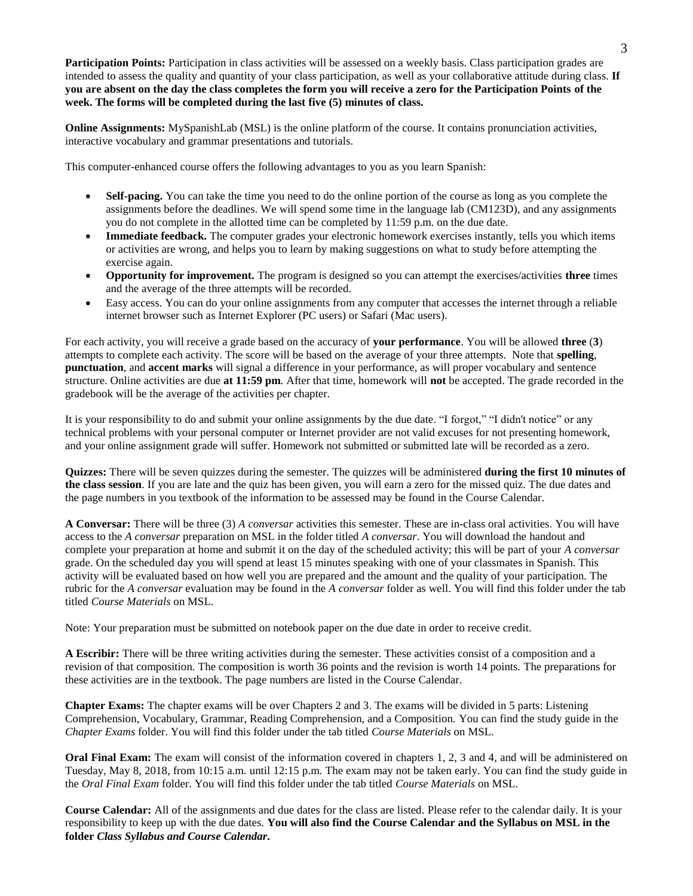**Participation Points:** Participation in class activities will be assessed on a weekly basis. Class participation grades are intended to assess the quality and quantity of your class participation, as well as your collaborative attitude during class. **If you are absent on the day the class completes the form you will receive a zero for the Participation Points of the week. The forms will be completed during the last five (5) minutes of class.**

**Online Assignments:** MySpanishLab (MSL) is the online platform of the course. It contains pronunciation activities, interactive vocabulary and grammar presentations and tutorials.

This computer-enhanced course offers the following advantages to you as you learn Spanish:

- **Self-pacing.** You can take the time you need to do the online portion of the course as long as you complete the assignments before the deadlines. We will spend some time in the language lab (CM123D), and any assignments you do not complete in the allotted time can be completed by 11:59 p.m. on the due date.
- **Immediate feedback.** The computer grades your electronic homework exercises instantly, tells you which items or activities are wrong, and helps you to learn by making suggestions on what to study before attempting the exercise again.
- **Opportunity for improvement.** The program is designed so you can attempt the exercises/activities **three** times and the average of the three attempts will be recorded.
- Easy access. You can do your online assignments from any computer that accesses the internet through a reliable internet browser such as Internet Explorer (PC users) or Safari (Mac users).

For each activity, you will receive a grade based on the accuracy of **your performance**. You will be allowed **three** (**3**) attempts to complete each activity. The score will be based on the average of your three attempts. Note that **spelling**, **punctuation**, and **accent marks** will signal a difference in your performance, as will proper vocabulary and sentence structure. Online activities are due **at 11:59 pm**. After that time, homework will **not** be accepted. The grade recorded in the gradebook will be the average of the activities per chapter.

It is your responsibility to do and submit your online assignments by the due date. "I forgot," "I didn't notice" or any technical problems with your personal computer or Internet provider are not valid excuses for not presenting homework, and your online assignment grade will suffer. Homework not submitted or submitted late will be recorded as a zero.

**Quizzes:** There will be seven quizzes during the semester. The quizzes will be administered **during the first 10 minutes of the class session**. If you are late and the quiz has been given, you will earn a zero for the missed quiz. The due dates and the page numbers in you textbook of the information to be assessed may be found in the Course Calendar.

**A Conversar:** There will be three (3) *A conversar* activities this semester. These are in-class oral activities. You will have access to the *A conversar* preparation on MSL in the folder titled *A conversar*. You will download the handout and complete your preparation at home and submit it on the day of the scheduled activity; this will be part of your *A conversar* grade. On the scheduled day you will spend at least 15 minutes speaking with one of your classmates in Spanish. This activity will be evaluated based on how well you are prepared and the amount and the quality of your participation. The rubric for the *A conversar* evaluation may be found in the *A conversar* folder as well. You will find this folder under the tab titled *Course Materials* on MSL.

Note: Your preparation must be submitted on notebook paper on the due date in order to receive credit.

**A Escribir:** There will be three writing activities during the semester. These activities consist of a composition and a revision of that composition. The composition is worth 36 points and the revision is worth 14 points. The preparations for these activities are in the textbook. The page numbers are listed in the Course Calendar.

**Chapter Exams:** The chapter exams will be over Chapters 2 and 3. The exams will be divided in 5 parts: Listening Comprehension, Vocabulary, Grammar, Reading Comprehension, and a Composition. You can find the study guide in the *Chapter Exams* folder. You will find this folder under the tab titled *Course Materials* on MSL.

**Oral Final Exam:** The exam will consist of the information covered in chapters 1, 2, 3 and 4, and will be administered on Tuesday, May 8, 2018, from 10:15 a.m. until 12:15 p.m. The exam may not be taken early. You can find the study guide in the *Oral Final Exam* folder. You will find this folder under the tab titled *Course Materials* on MSL.

**Course Calendar:** All of the assignments and due dates for the class are listed. Please refer to the calendar daily. It is your responsibility to keep up with the due dates. **You will also find the Course Calendar and the Syllabus on MSL in the folder *Class Syllabus and Course Calendar*.**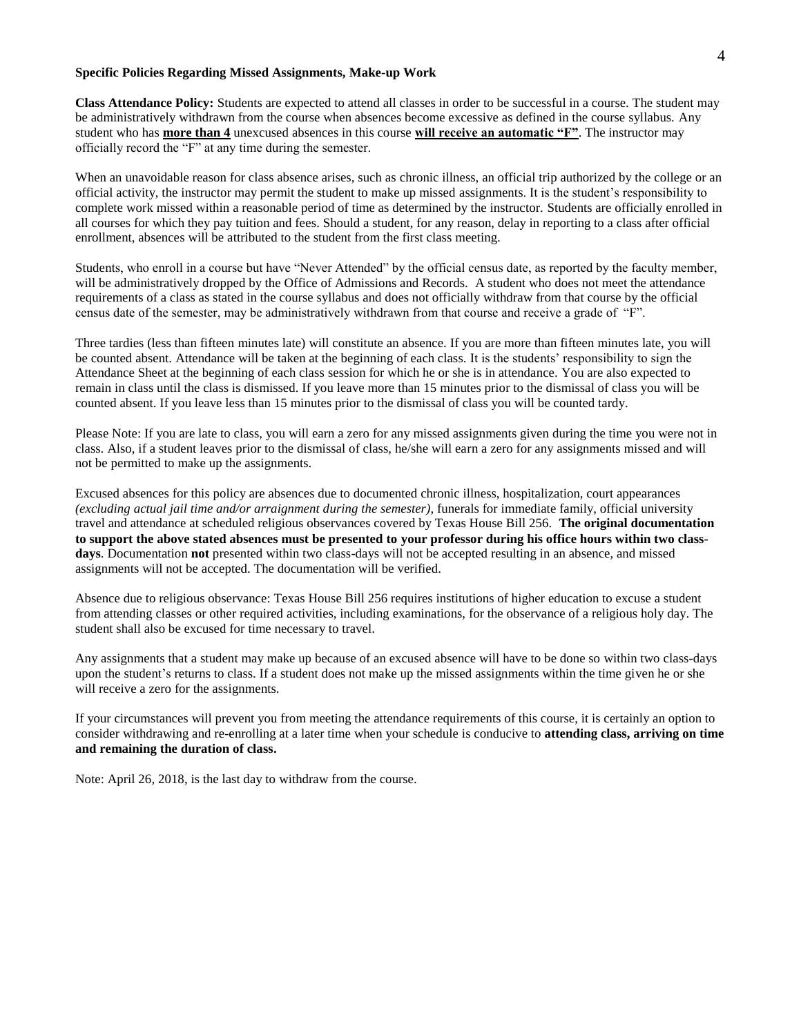### Specific Policies Regarding Missed Assignments, Make-up Work

**Class Attendance Policy:** Students are expected to attend all classes in order to be successful in a course. The student may be administratively withdrawn from the course when absences become excessive as defined in the course syllabus. Any student who has **more than 4** unexcused absences in this course **will receive an automatic "F"**. The instructor may officially record the "F" at any time during the semester.

When an unavoidable reason for class absence arises, such as chronic illness, an official trip authorized by the college or an official activity, the instructor may permit the student to make up missed assignments. It is the student's responsibility to complete work missed within a reasonable period of time as determined by the instructor. Students are officially enrolled in all courses for which they pay tuition and fees. Should a student, for any reason, delay in reporting to a class after official enrollment, absences will be attributed to the student from the first class meeting.

Students, who enroll in a course but have "Never Attended" by the official census date, as reported by the faculty member, will be administratively dropped by the Office of Admissions and Records. A student who does not meet the attendance requirements of a class as stated in the course syllabus and does not officially withdraw from that course by the official census date of the semester, may be administratively withdrawn from that course and receive a grade of "F".

Three tardies (less than fifteen minutes late) will constitute an absence. If you are more than fifteen minutes late, you will be counted absent. Attendance will be taken at the beginning of each class. It is the students' responsibility to sign the Attendance Sheet at the beginning of each class session for which he or she is in attendance. You are also expected to remain in class until the class is dismissed. If you leave more than 15 minutes prior to the dismissal of class you will be counted absent. If you leave less than 15 minutes prior to the dismissal of class you will be counted tardy.

Please Note: If you are late to class, you will earn a zero for any missed assignments given during the time you were not in class. Also, if a student leaves prior to the dismissal of class, he/she will earn a zero for any assignments missed and will not be permitted to make up the assignments.

Excused absences for this policy are absences due to documented chronic illness, hospitalization, court appearances *(excluding actual jail time and/or arraignment during the semester)*, funerals for immediate family, official university travel and attendance at scheduled religious observances covered by Texas House Bill 256. **The original documentation to support the above stated absences must be presented to your professor during his office hours within two class-days**. Documentation **not** presented within two class-days will not be accepted resulting in an absence, and missed assignments will not be accepted. The documentation will be verified.

Absence due to religious observance: Texas House Bill 256 requires institutions of higher education to excuse a student from attending classes or other required activities, including examinations, for the observance of a religious holy day. The student shall also be excused for time necessary to travel.

Any assignments that a student may make up because of an excused absence will have to be done so within two class-days upon the student's returns to class. If a student does not make up the missed assignments within the time given he or she will receive a zero for the assignments.

If your circumstances will prevent you from meeting the attendance requirements of this course, it is certainly an option to consider withdrawing and re-enrolling at a later time when your schedule is conducive to **attending class, arriving on time and remaining the duration of class.**

Note: April 26, 2018, is the last day to withdraw from the course.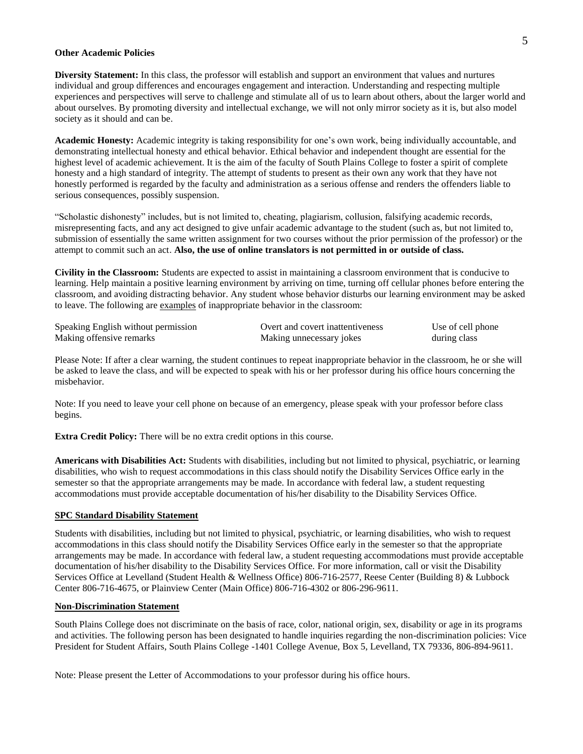**Other Academic Policies**

**Diversity Statement:** In this class, the professor will establish and support an environment that values and nurtures individual and group differences and encourages engagement and interaction. Understanding and respecting multiple experiences and perspectives will serve to challenge and stimulate all of us to learn about others, about the larger world and about ourselves. By promoting diversity and intellectual exchange, we will not only mirror society as it is, but also model society as it should and can be.

**Academic Honesty:** Academic integrity is taking responsibility for one's own work, being individually accountable, and demonstrating intellectual honesty and ethical behavior. Ethical behavior and independent thought are essential for the highest level of academic achievement. It is the aim of the faculty of South Plains College to foster a spirit of complete honesty and a high standard of integrity. The attempt of students to present as their own any work that they have not honestly performed is regarded by the faculty and administration as a serious offense and renders the offenders liable to serious consequences, possibly suspension.

"Scholastic dishonesty" includes, but is not limited to, cheating, plagiarism, collusion, falsifying academic records, misrepresenting facts, and any act designed to give unfair academic advantage to the student (such as, but not limited to, submission of essentially the same written assignment for two courses without the prior permission of the professor) or the attempt to commit such an act. **Also, the use of online translators is not permitted in or outside of class.**

**Civility in the Classroom:** Students are expected to assist in maintaining a classroom environment that is conducive to learning. Help maintain a positive learning environment by arriving on time, turning off cellular phones before entering the classroom, and avoiding distracting behavior. Any student whose behavior disturbs our learning environment may be asked to leave. The following are <u>examples</u> of inappropriate behavior in the classroom:

| | | |
|---|---|---|
| Speaking English without permission | Overt and covert inattentiveness | Use of cell phone |
| Making offensive remarks | Making unnecessary jokes | during class |

Please Note: If after a clear warning, the student continues to repeat inappropriate behavior in the classroom, he or she will be asked to leave the class, and will be expected to speak with his or her professor during his office hours concerning the misbehavior.

Note: If you need to leave your cell phone on because of an emergency, please speak with your professor before class begins.

**Extra Credit Policy:** There will be no extra credit options in this course.

**Americans with Disabilities Act:** Students with disabilities, including but not limited to physical, psychiatric, or learning disabilities, who wish to request accommodations in this class should notify the Disability Services Office early in the semester so that the appropriate arrangements may be made. In accordance with federal law, a student requesting accommodations must provide acceptable documentation of his/her disability to the Disability Services Office.

**<u>SPC Standard Disability Statement</u>**

Students with disabilities, including but not limited to physical, psychiatric, or learning disabilities, who wish to request accommodations in this class should notify the Disability Services Office early in the semester so that the appropriate arrangements may be made. In accordance with federal law, a student requesting accommodations must provide acceptable documentation of his/her disability to the Disability Services Office. For more information, call or visit the Disability Services Office at Levelland (Student Health & Wellness Office) 806-716-2577, Reese Center (Building 8) & Lubbock Center 806-716-4675, or Plainview Center (Main Office) 806-716-4302 or 806-296-9611.

**<u>Non-Discrimination Statement</u>**

South Plains College does not discriminate on the basis of race, color, national origin, sex, disability or age in its programs and activities. The following person has been designated to handle inquiries regarding the non-discrimination policies: Vice President for Student Affairs, South Plains College -1401 College Avenue, Box 5, Levelland, TX 79336, 806-894-9611.

Note: Please present the Letter of Accommodations to your professor during his office hours.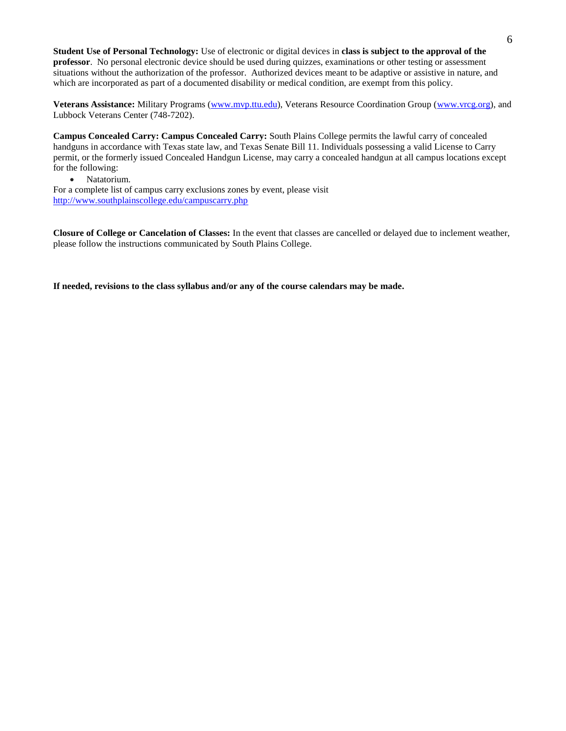**Student Use of Personal Technology:** Use of electronic or digital devices in **class is subject to the approval of the professor**. No personal electronic device should be used during quizzes, examinations or other testing or assessment situations without the authorization of the professor. Authorized devices meant to be adaptive or assistive in nature, and which are incorporated as part of a documented disability or medical condition, are exempt from this policy.

**Veterans Assistance:** Military Programs (www.mvp.ttu.edu), Veterans Resource Coordination Group (www.vrcg.org), and Lubbock Veterans Center (748-7202).

**Campus Concealed Carry: Campus Concealed Carry:** South Plains College permits the lawful carry of concealed handguns in accordance with Texas state law, and Texas Senate Bill 11. Individuals possessing a valid License to Carry permit, or the formerly issued Concealed Handgun License, may carry a concealed handgun at all campus locations except for the following:

- Natatorium.

For a complete list of campus carry exclusions zones by event, please visit http://www.southplainscollege.edu/campuscarry.php

**Closure of College or Cancelation of Classes:** In the event that classes are cancelled or delayed due to inclement weather, please follow the instructions communicated by South Plains College.

**If needed, revisions to the class syllabus and/or any of the course calendars may be made.**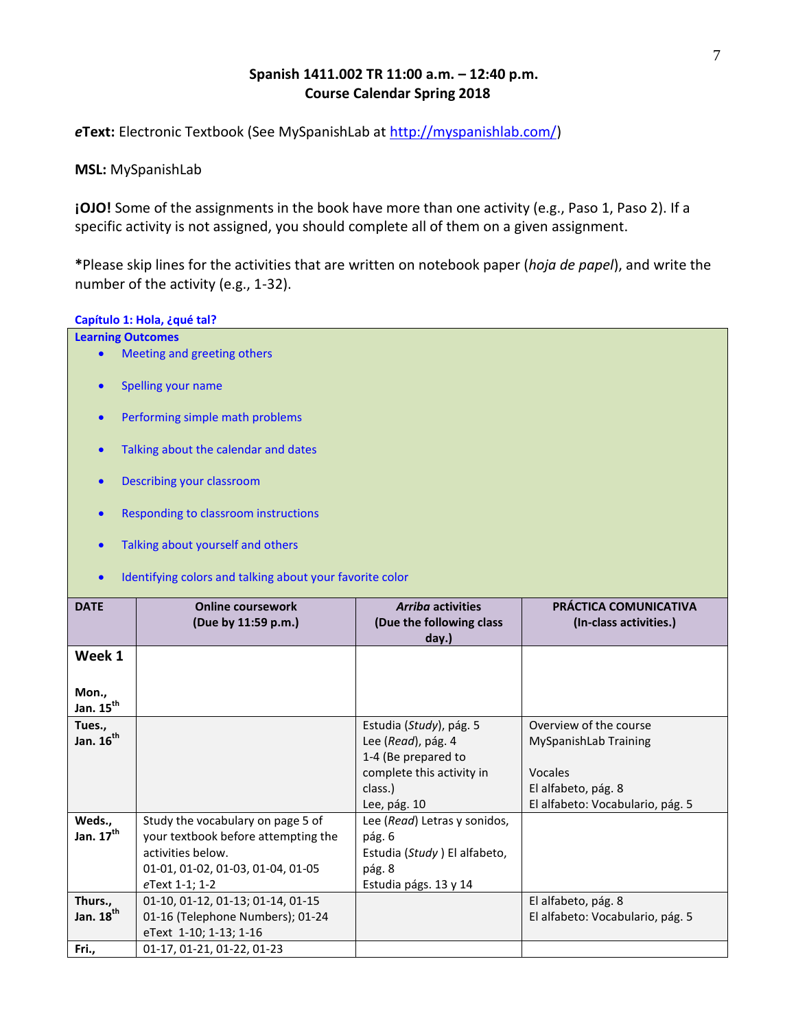## Spanish 1411.002 TR 11:00 a.m. – 12:40 p.m.
## Course Calendar Spring 2018

***e*Text:** Electronic Textbook (See MySpanishLab at http://myspanishlab.com/)

**MSL:** MySpanishLab

**¡OJO!** Some of the assignments in the book have more than one activity (e.g., Paso 1, Paso 2). If a specific activity is not assigned, you should complete all of them on a given assignment.

***Please skip lines for the activities that are written on notebook paper (*hoja de papel*), and write the number of the activity (e.g., 1-32).

### Capítulo 1: Hola, ¿qué tal?

**Learning Outcomes**

- Meeting and greeting others
- Spelling your name
- Performing simple math problems
- Talking about the calendar and dates
- Describing your classroom
- Responding to classroom instructions
- Talking about yourself and others
- Identifying colors and talking about your favorite color

| DATE | Online coursework (Due by 11:59 p.m.) | *Arriba* activities (Due the following class day.) | PRÁCTICA COMUNICATIVA (In-class activities.) |
|---|---|---|---|
| **Week 1** <br><br> **Mon., Jan. 15th** | | | |
| **Tues., Jan. 16th** | | Estudia (*Study*), pág. 5<br>Lee (*Read*), pág. 4<br>1-4 (Be prepared to complete this activity in class.)<br>Lee, pág. 10 | Overview of the course<br>MySpanishLab Training<br><br>Vocales<br>El alfabeto, pág. 8<br>El alfabeto: Vocabulario, pág. 5 |
| **Weds., Jan. 17th** | Study the vocabulary on page 5 of your textbook before attempting the activities below.<br>01-01, 01-02, 01-03, 01-04, 01-05<br>*e*Text 1-1; 1-2 | Lee (*Read*) Letras y sonidos, pág. 6<br>Estudia (*Study* ) El alfabeto, pág. 8<br>Estudia págs. 13 y 14 | |
| **Thurs., Jan. 18th** | 01-10, 01-12, 01-13; 01-14, 01-15<br>01-16 (Telephone Numbers); 01-24<br>eText 1-10; 1-13; 1-16 | | El alfabeto, pág. 8<br>El alfabeto: Vocabulario, pág. 5 |
| **Fri.,** | 01-17, 01-21, 01-22, 01-23 | | |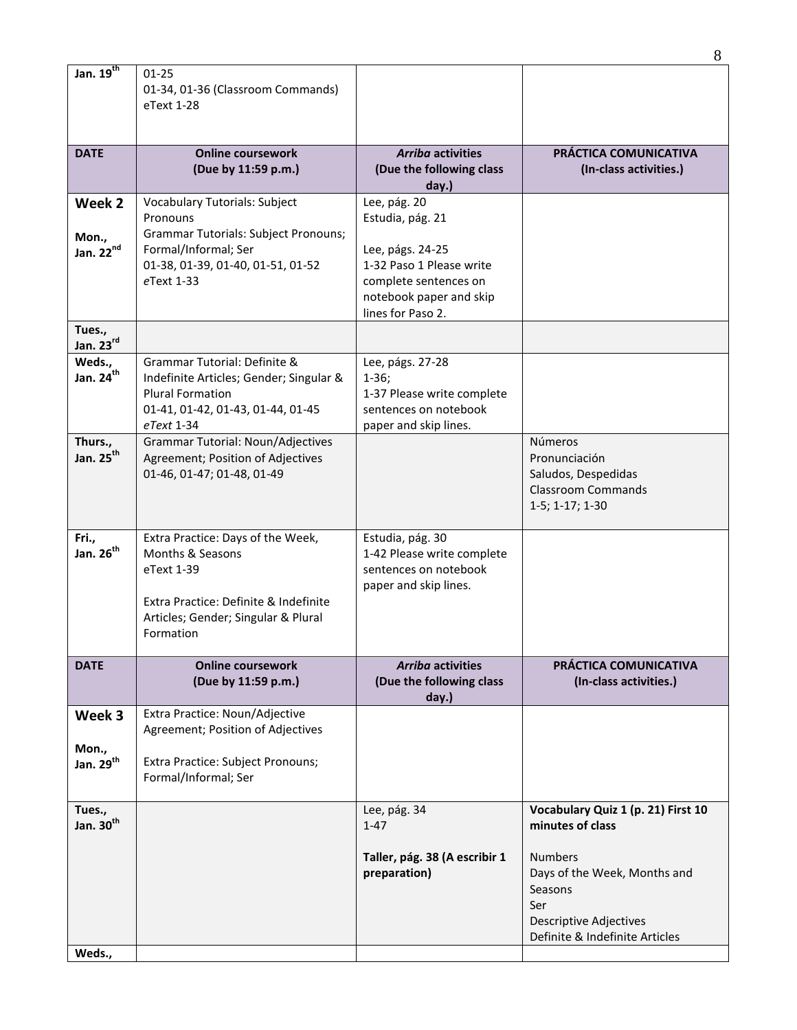| Jan. 19th | 01-25<br>01-34, 01-36 (Classroom Commands)<br>eText 1-28 | | |
|---|---|---|---|
| **DATE** | **Online coursework (Due by 11:59 p.m.)** | ***Arriba*** **activities (Due the following class day.)** | **PRÁCTICA COMUNICATIVA (In-class activities.)** |
| **Week 2**<br><br>**Mon., Jan. 22nd** | Vocabulary Tutorials: Subject Pronouns<br>Grammar Tutorials: Subject Pronouns; Formal/Informal; Ser<br>01-38, 01-39, 01-40, 01-51, 01-52<br>*e*Text 1-33 | Lee, pág. 20<br>Estudia, pág. 21<br><br>Lee, págs. 24-25<br>1-32 Paso 1 Please write complete sentences on notebook paper and skip lines for Paso 2. | |
| **Tues., Jan. 23rd** | | | |
| **Weds., Jan. 24th** | Grammar Tutorial: Definite & Indefinite Articles; Gender; Singular & Plural Formation<br>01-41, 01-42, 01-43, 01-44, 01-45<br>*eText* 1-34 | Lee, págs. 27-28<br>1-36;<br>1-37 Please write complete sentences on notebook paper and skip lines. | |
| **Thurs., Jan. 25th** | Grammar Tutorial: Noun/Adjectives Agreement; Position of Adjectives<br>01-46, 01-47; 01-48, 01-49 | | Números<br>Pronunciación<br>Saludos, Despedidas<br>Classroom Commands<br>1-5; 1-17; 1-30 |
| **Fri., Jan. 26th** | Extra Practice: Days of the Week, Months & Seasons<br>eText 1-39<br><br>Extra Practice: Definite & Indefinite Articles; Gender; Singular & Plural Formation | Estudia, pág. 30<br>1-42 Please write complete sentences on notebook paper and skip lines. | |
| **DATE** | **Online coursework (Due by 11:59 p.m.)** | ***Arriba*** **activities (Due the following class day.)** | **PRÁCTICA COMUNICATIVA (In-class activities.)** |
| **Week 3**<br><br>**Mon., Jan. 29th** | Extra Practice: Noun/Adjective Agreement; Position of Adjectives<br><br>Extra Practice: Subject Pronouns; Formal/Informal; Ser | | |
| **Tues., Jan. 30th** | | Lee, pág. 34<br>1-47<br><br>**Taller, pág. 38 (A escribir 1 preparation)** | **Vocabulary Quiz 1 (p. 21) First 10 minutes of class**<br><br>Numbers<br>Days of the Week, Months and Seasons<br>Ser<br>Descriptive Adjectives<br>Definite & Indefinite Articles |
| **Weds.,** | | | |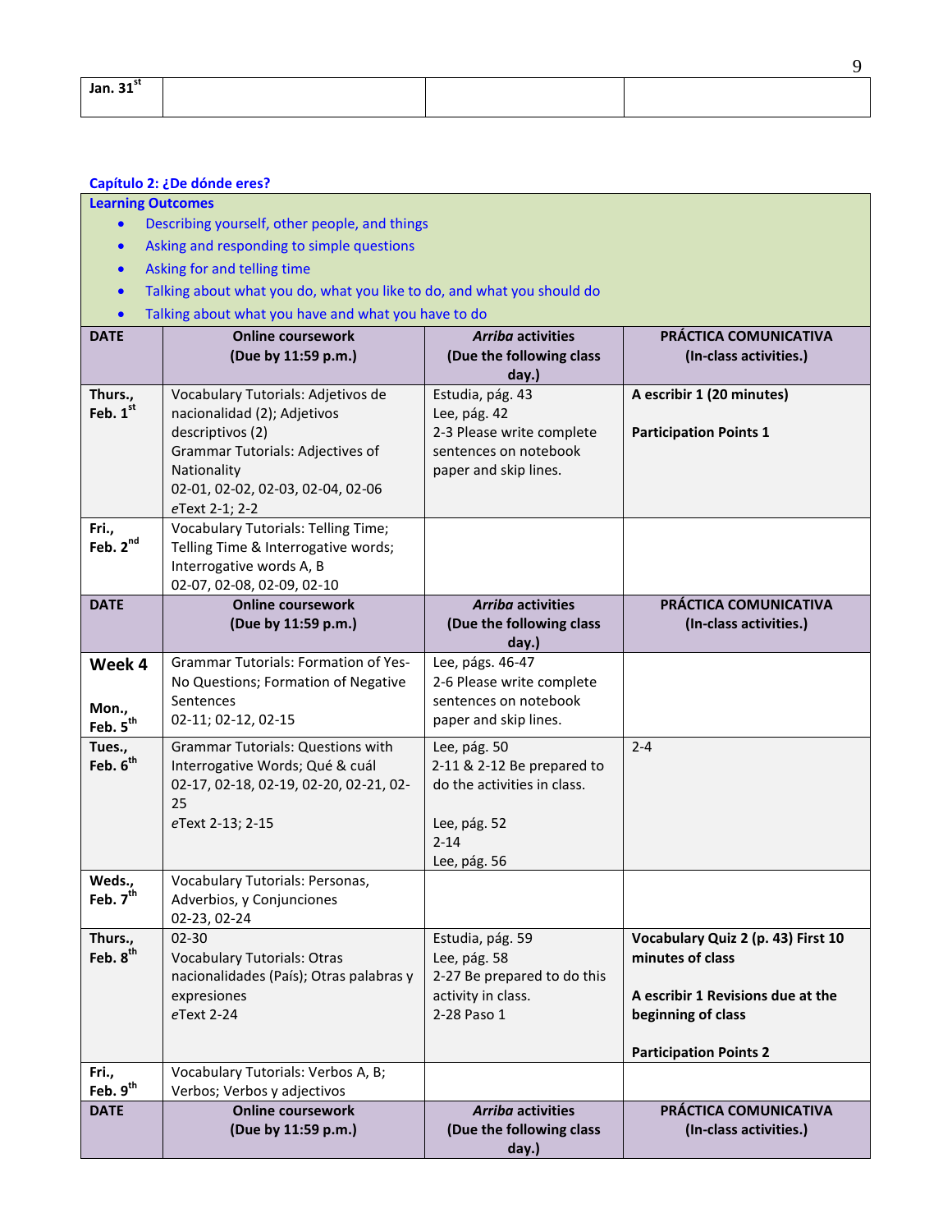| Jan. 31st | | | |
|---|---|---|---|

**Capítulo 2: ¿De dónde eres?**

**Learning Outcomes**

- Describing yourself, other people, and things
- Asking and responding to simple questions
- Asking for and telling time
- Talking about what you do, what you like to do, and what you should do
- Talking about what you have and what you have to do

| DATE | Online coursework (Due by 11:59 p.m.) | *Arriba* activities (Due the following class day.) | PRÁCTICA COMUNICATIVA (In-class activities.) |
|---|---|---|---|
| Thurs., Feb. 1st | Vocabulary Tutorials: Adjetivos de nacionalidad (2); Adjetivos descriptivos (2)<br>Grammar Tutorials: Adjectives of Nationality<br>02-01, 02-02, 02-03, 02-04, 02-06<br>*e*Text 2-1; 2-2 | Estudia, pág. 43<br>Lee, pág. 42<br>2-3 Please write complete sentences on notebook paper and skip lines. | **A escribir 1 (20 minutes)**<br><br>**Participation Points 1** |
| Fri., Feb. 2nd | Vocabulary Tutorials: Telling Time; Telling Time & Interrogative words; Interrogative words A, B<br>02-07, 02-08, 02-09, 02-10 | | |
| **DATE** | **Online coursework (Due by 11:59 p.m.)** | ***Arriba* activities (Due the following class day.)** | **PRÁCTICA COMUNICATIVA (In-class activities.)** |
| **Week 4**<br><br>Mon., Feb. 5th | Grammar Tutorials: Formation of Yes-No Questions; Formation of Negative Sentences<br>02-11; 02-12, 02-15 | Lee, págs. 46-47<br>2-6 Please write complete sentences on notebook paper and skip lines. | |
| Tues., Feb. 6th | Grammar Tutorials: Questions with Interrogative Words; Qué & cuál<br>02-17, 02-18, 02-19, 02-20, 02-21, 02-25<br>*e*Text 2-13; 2-15 | Lee, pág. 50<br>2-11 & 2-12 Be prepared to do the activities in class.<br><br>Lee, pág. 52<br>2-14<br>Lee, pág. 56 | 2-4 |
| Weds., Feb. 7th | Vocabulary Tutorials: Personas, Adverbios, y Conjunciones<br>02-23, 02-24 | | |
| Thurs., Feb. 8th | 02-30<br>Vocabulary Tutorials: Otras nacionalidades (País); Otras palabras y expresiones<br>*e*Text 2-24 | Estudia, pág. 59<br>Lee, pág. 58<br>2-27 Be prepared to do this activity in class.<br>2-28 Paso 1 | **Vocabulary Quiz 2 (p. 43) First 10 minutes of class**<br><br>**A escribir 1 Revisions due at the beginning of class**<br><br>**Participation Points 2** |
| Fri., Feb. 9th | Vocabulary Tutorials: Verbos A, B; Verbos; Verbos y adjectivos | | |
| **DATE** | **Online coursework (Due by 11:59 p.m.)** | ***Arriba* activities (Due the following class day.)** | **PRÁCTICA COMUNICATIVA (In-class activities.)** |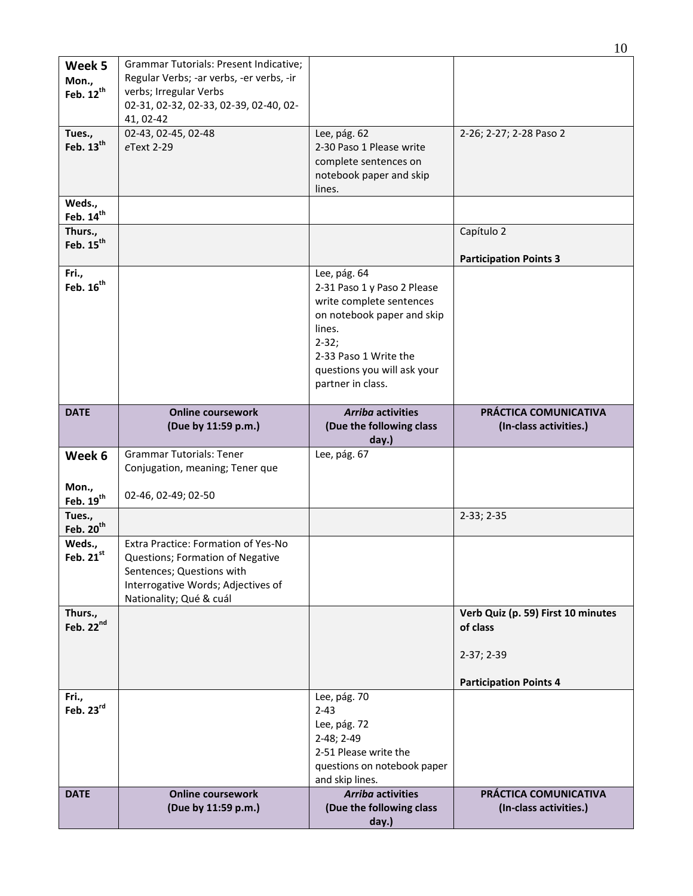| Week 5 Mon., Feb. 12th | Grammar Tutorials: Present Indicative; Regular Verbs; -ar verbs, -er verbs, -ir verbs; Irregular Verbs<br>02-31, 02-32, 02-33, 02-39, 02-40, 02-41, 02-42 | | |
|---|---|---|---|
| Tues., Feb. 13th | 02-43, 02-45, 02-48<br>*e*Text 2-29 | Lee, pág. 62<br>2-30 Paso 1 Please write complete sentences on notebook paper and skip lines. | 2-26; 2-27; 2-28 Paso 2 |
| Weds., Feb. 14th | | | |
| Thurs., Feb. 15th | | | Capítulo 2<br><br>**Participation Points 3** |
| Fri., Feb. 16th | | Lee, pág. 64<br>2-31 Paso 1 y Paso 2 Please write complete sentences on notebook paper and skip lines.<br>2-32;<br>2-33 Paso 1 Write the questions you will ask your partner in class. | |
| **DATE** | **Online coursework (Due by 11:59 p.m.)** | ***Arriba* activities (Due the following class day.)** | **PRÁCTICA COMUNICATIVA (In-class activities.)** |
| **Week 6**<br><br>Mon., Feb. 19th | Grammar Tutorials: Tener Conjugation, meaning; Tener que<br><br>02-46, 02-49; 02-50 | Lee, pág. 67 | |
| Tues., Feb. 20th | | | 2-33; 2-35 |
| Weds., Feb. 21st | Extra Practice: Formation of Yes-No Questions; Formation of Negative Sentences; Questions with Interrogative Words; Adjectives of Nationality; Qué & cuál | | |
| Thurs., Feb. 22nd | | | **Verb Quiz (p. 59) First 10 minutes of class**<br><br>2-37; 2-39<br><br>**Participation Points 4** |
| Fri., Feb. 23rd | | Lee, pág. 70<br>2-43<br>Lee, pág. 72<br>2-48; 2-49<br>2-51 Please write the questions on notebook paper and skip lines. | |
| **DATE** | **Online coursework (Due by 11:59 p.m.)** | ***Arriba* activities (Due the following class day.)** | **PRÁCTICA COMUNICATIVA (In-class activities.)** |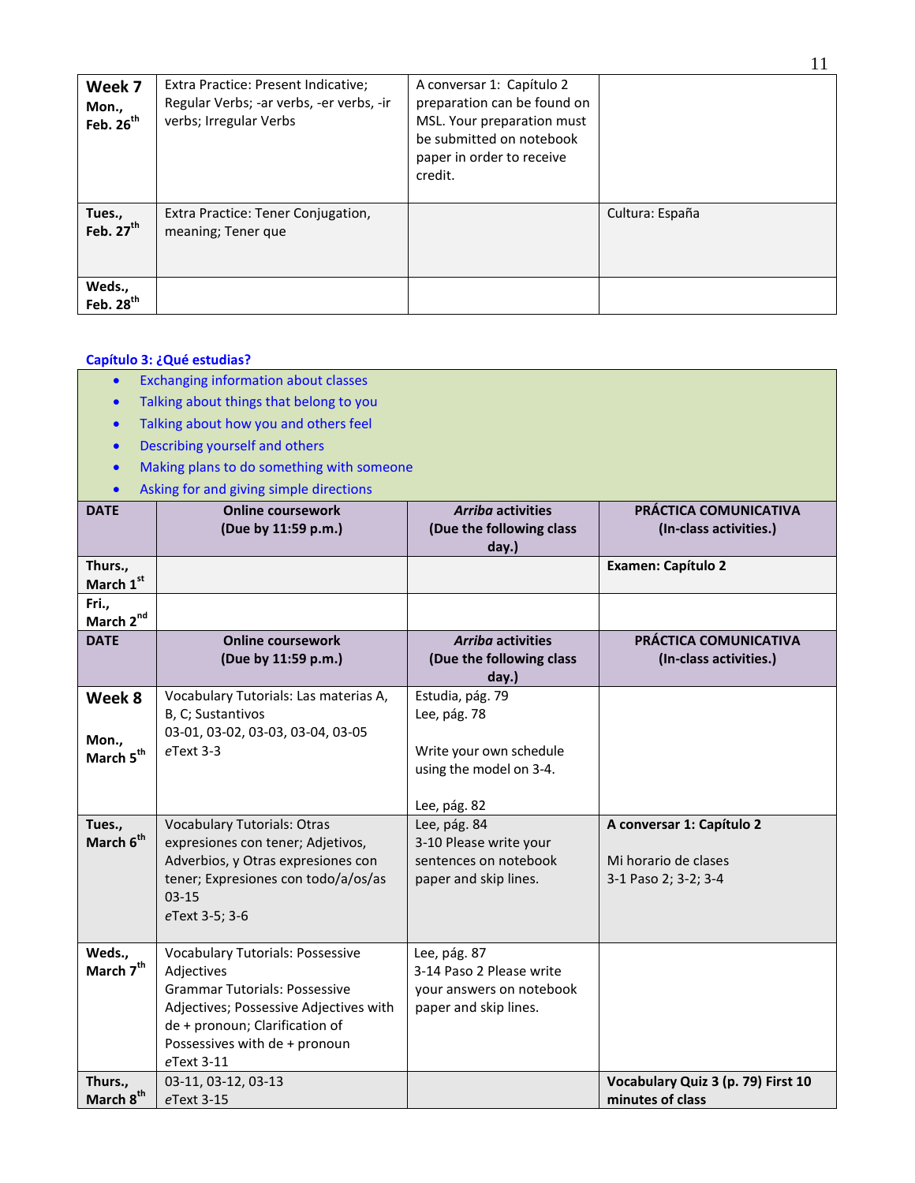| | | | |
|---|---|---|---|
| **Week 7** **Mon., Feb. 26th** | Extra Practice: Present Indicative; Regular Verbs; -ar verbs, -er verbs, -ir verbs; Irregular Verbs | A conversar 1: Capítulo 2 preparation can be found on MSL. Your preparation must be submitted on notebook paper in order to receive credit. | |
| **Tues., Feb. 27th** | Extra Practice: Tener Conjugation, meaning; Tener que | | Cultura: España |
| **Weds., Feb. 28th** | | | |

**Capítulo 3: ¿Qué estudias?**

- Exchanging information about classes
- Talking about things that belong to you
- Talking about how you and others feel
- Describing yourself and others
- Making plans to do something with someone
- Asking for and giving simple directions

| DATE | Online coursework (Due by 11:59 p.m.) | *Arriba* activities (Due the following class day.) | PRÁCTICA COMUNICATIVA (In-class activities.) |
|---|---|---|---|
| **Thurs., March 1st** | | | **Examen: Capítulo 2** |
| **Fri., March 2nd** | | | |
| **DATE** | **Online coursework (Due by 11:59 p.m.)** | ***Arriba* activities (Due the following class day.)** | **PRÁCTICA COMUNICATIVA (In-class activities.)** |
| **Week 8** **Mon., March 5th** | Vocabulary Tutorials: Las materias A, B, C; Sustantivos<br>03-01, 03-02, 03-03, 03-04, 03-05<br>*e*Text 3-3 | Estudia, pág. 79<br>Lee, pág. 78<br><br>Write your own schedule using the model on 3-4.<br><br>Lee, pág. 82 | |
| **Tues., March 6th** | Vocabulary Tutorials: Otras expresiones con tener; Adjetivos, Adverbios, y Otras expresiones con tener; Expresiones con todo/a/os/as<br>03-15<br>*e*Text 3-5; 3-6 | Lee, pág. 84<br>3-10 Please write your sentences on notebook paper and skip lines. | **A conversar 1: Capítulo 2**<br><br>Mi horario de clases<br>3-1 Paso 2; 3-2; 3-4 |
| **Weds., March 7th** | Vocabulary Tutorials: Possessive Adjectives<br>Grammar Tutorials: Possessive Adjectives; Possessive Adjectives with de + pronoun; Clarification of Possessives with de + pronoun<br>*e*Text 3-11 | Lee, pág. 87<br>3-14 Paso 2 Please write your answers on notebook paper and skip lines. | |
| **Thurs., March 8th** | 03-11, 03-12, 03-13<br>*e*Text 3-15 | | **Vocabulary Quiz 3 (p. 79) First 10 minutes of class** |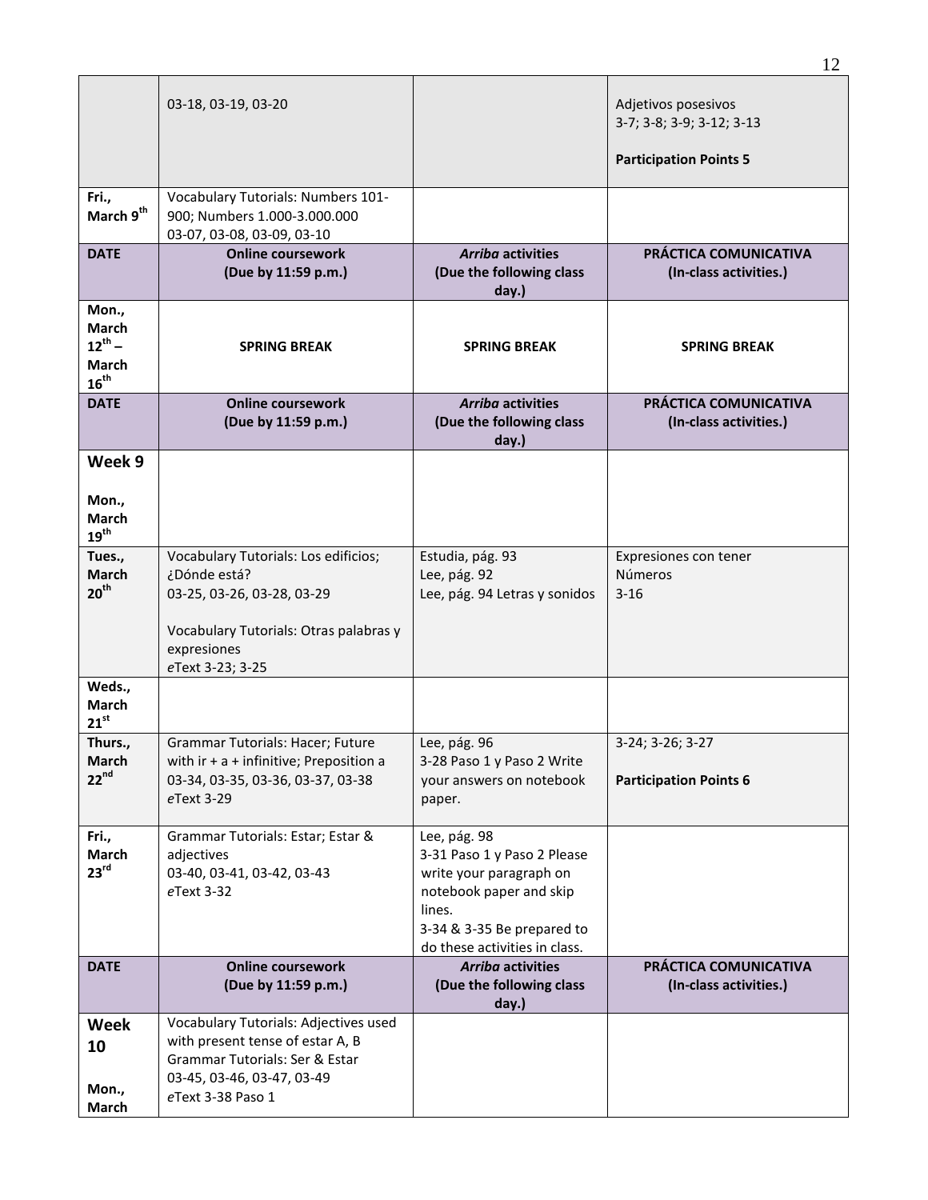| | 03-18, 03-19, 03-20 | | Adjetivos posesivos<br>3-7; 3-8; 3-9; 3-12; 3-13<br><br>**Participation Points 5** |
|---|---|---|---|
| **Fri., March 9th** | Vocabulary Tutorials: Numbers 101-900; Numbers 1.000-3.000.000<br>03-07, 03-08, 03-09, 03-10 | | |
| **DATE** | **Online coursework (Due by 11:59 p.m.)** | ***Arriba* activities (Due the following class day.)** | **PRÁCTICA COMUNICATIVA (In-class activities.)** |
| **Mon., March 12th – March 16th** | **SPRING BREAK** | **SPRING BREAK** | **SPRING BREAK** |
| **DATE** | **Online coursework (Due by 11:59 p.m.)** | ***Arriba* activities (Due the following class day.)** | **PRÁCTICA COMUNICATIVA (In-class activities.)** |
| **Week 9**<br><br>**Mon., March 19th** | | | |
| **Tues., March 20th** | Vocabulary Tutorials: Los edificios; ¿Dónde está?<br>03-25, 03-26, 03-28, 03-29<br><br>Vocabulary Tutorials: Otras palabras y expresiones<br>*e*Text 3-23; 3-25 | Estudia, pág. 93<br>Lee, pág. 92<br>Lee, pág. 94 Letras y sonidos | Expresiones con tener<br>Números<br>3-16 |
| **Weds., March 21st** | | | |
| **Thurs., March 22nd** | Grammar Tutorials: Hacer; Future with ir + a + infinitive; Preposition a<br>03-34, 03-35, 03-36, 03-37, 03-38<br>*e*Text 3-29 | Lee, pág. 96<br>3-28 Paso 1 y Paso 2 Write your answers on notebook paper. | 3-24; 3-26; 3-27<br><br>**Participation Points 6** |
| **Fri., March 23rd** | Grammar Tutorials: Estar; Estar & adjectives<br>03-40, 03-41, 03-42, 03-43<br>*e*Text 3-32 | Lee, pág. 98<br>3-31 Paso 1 y Paso 2 Please write your paragraph on notebook paper and skip lines.<br>3-34 & 3-35 Be prepared to do these activities in class. | |
| **DATE** | **Online coursework (Due by 11:59 p.m.)** | ***Arriba* activities (Due the following class day.)** | **PRÁCTICA COMUNICATIVA (In-class activities.)** |
| **Week 10**<br><br>**Mon., March** | Vocabulary Tutorials: Adjectives used with present tense of estar A, B<br>Grammar Tutorials: Ser & Estar<br>03-45, 03-46, 03-47, 03-49<br>*e*Text 3-38 Paso 1 | | |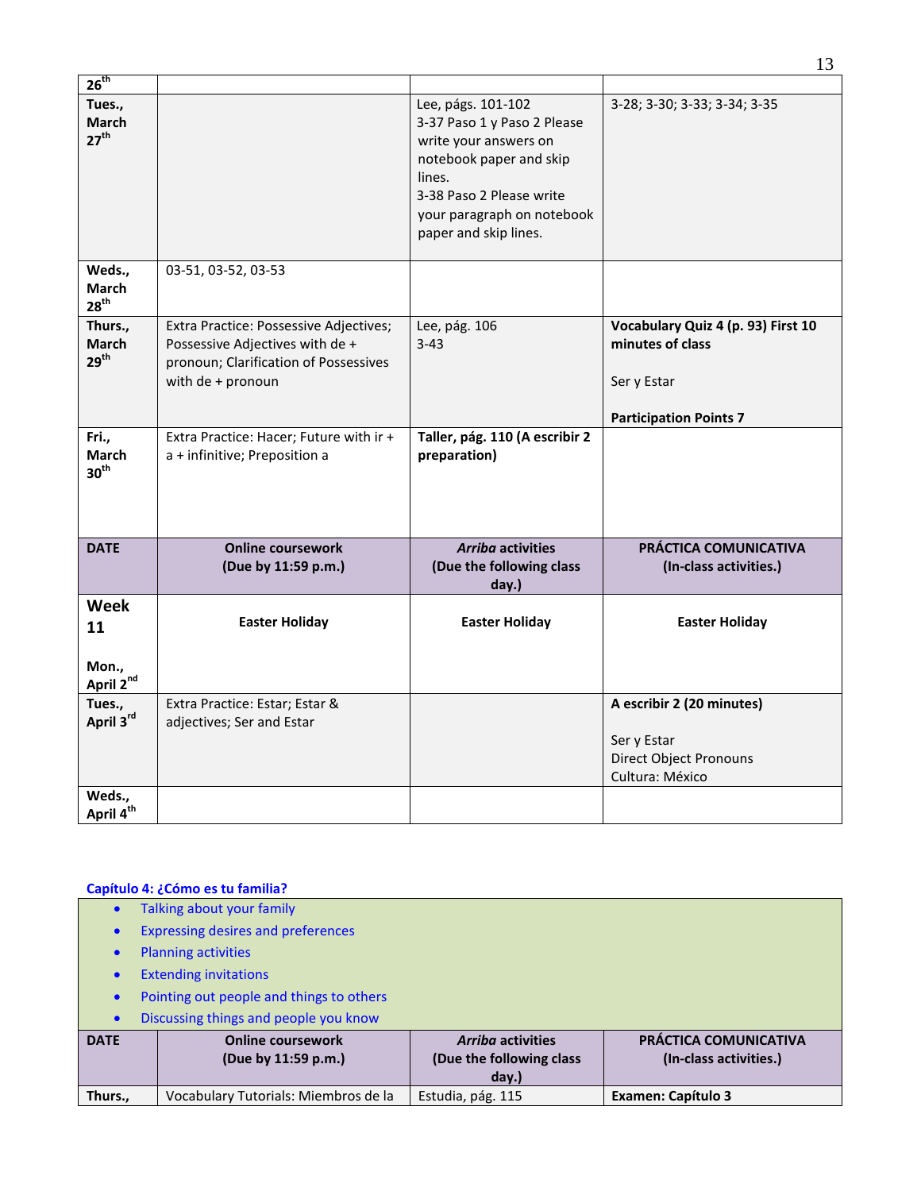| | | | |
|---|---|---|---|
| 26th | | | |
| **Tues., March 27th** | | Lee, págs. 101-102<br>3-37 Paso 1 y Paso 2 Please write your answers on notebook paper and skip lines.<br>3-38 Paso 2 Please write your paragraph on notebook paper and skip lines. | 3-28; 3-30; 3-33; 3-34; 3-35 |
| **Weds., March 28th** | 03-51, 03-52, 03-53 | | |
| **Thurs., March 29th** | Extra Practice: Possessive Adjectives; Possessive Adjectives with de + pronoun; Clarification of Possessives with de + pronoun | Lee, pág. 106<br>3-43 | **Vocabulary Quiz 4 (p. 93) First 10 minutes of class**<br><br>Ser y Estar<br><br>**Participation Points 7** |
| **Fri., March 30th** | Extra Practice: Hacer; Future with ir + a + infinitive; Preposition a | **Taller, pág. 110 (A escribir 2 preparation)** | |
| **DATE** | **Online coursework (Due by 11:59 p.m.)** | ***Arriba* activities (Due the following class day.)** | **PRÁCTICA COMUNICATIVA (In-class activities.)** |
| **Week 11**<br><br>**Mon., April 2nd** | **Easter Holiday** | **Easter Holiday** | **Easter Holiday** |
| **Tues., April 3rd** | Extra Practice: Estar; Estar & adjectives; Ser and Estar | | **A escribir 2 (20 minutes)**<br><br>Ser y Estar<br>Direct Object Pronouns<br>Cultura: México |
| **Weds., April 4th** | | | |

**Capítulo 4: ¿Cómo es tu familia?**

- Talking about your family
- Expressing desires and preferences
- Planning activities
- Extending invitations
- Pointing out people and things to others
- Discussing things and people you know

| DATE | Online coursework (Due by 11:59 p.m.) | *Arriba* activities (Due the following class day.) | PRÁCTICA COMUNICATIVA (In-class activities.) |
|---|---|---|---|
| **Thurs.,** | Vocabulary Tutorials: Miembros de la | Estudia, pág. 115 | **Examen: Capítulo 3** |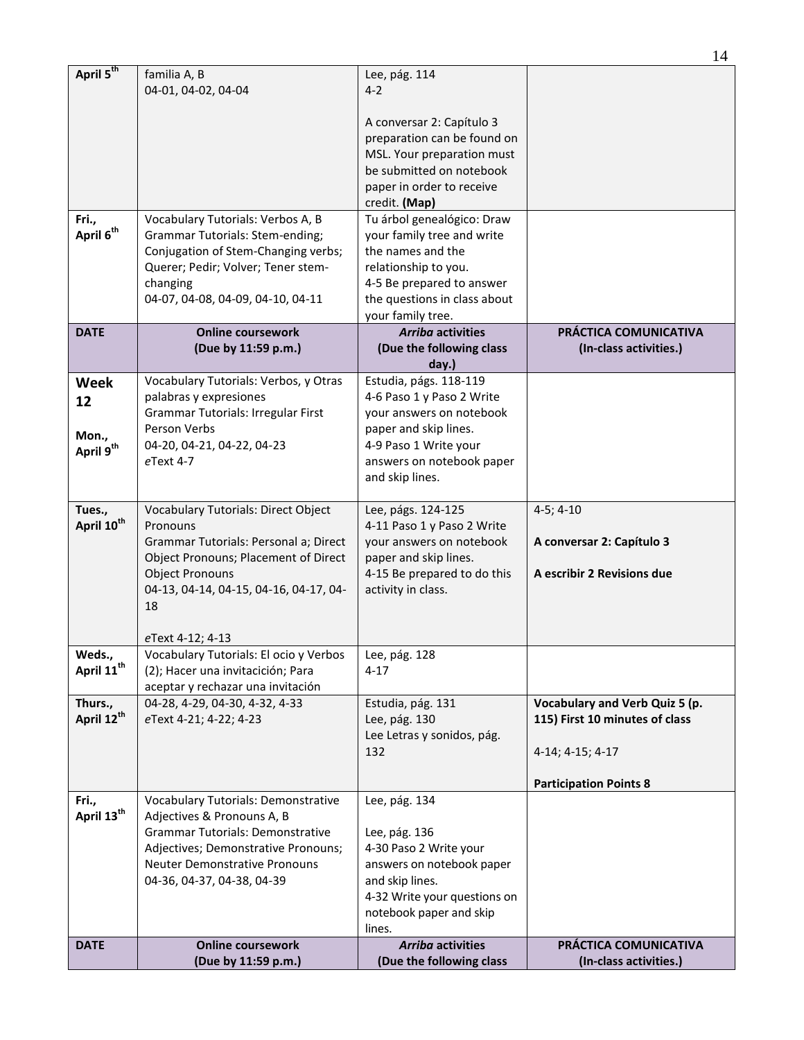| April 5th | familia A, B<br>04-01, 04-02, 04-04 | Lee, pág. 114<br>4-2<br><br>A conversar 2: Capítulo 3 preparation can be found on MSL. Your preparation must be submitted on notebook paper in order to receive credit. **(Map)** | |
|---|---|---|---|
| **Fri., April 6th** | Vocabulary Tutorials: Verbos A, B<br>Grammar Tutorials: Stem-ending; Conjugation of Stem-Changing verbs; Querer; Pedir; Volver; Tener stem-changing<br>04-07, 04-08, 04-09, 04-10, 04-11 | Tu árbol genealógico: Draw your family tree and write the names and the relationship to you.<br>4-5 Be prepared to answer the questions in class about your family tree. | |
| **DATE** | **Online coursework (Due by 11:59 p.m.)** | ***Arriba* activities (Due the following class day.)** | **PRÁCTICA COMUNICATIVA (In-class activities.)** |
| **Week 12**<br><br>**Mon., April 9th** | Vocabulary Tutorials: Verbos, y Otras palabras y expresiones<br>Grammar Tutorials: Irregular First Person Verbs<br>04-20, 04-21, 04-22, 04-23<br>*e*Text 4-7 | Estudia, págs. 118-119<br>4-6 Paso 1 y Paso 2 Write your answers on notebook paper and skip lines.<br>4-9 Paso 1 Write your answers on notebook paper and skip lines. | |
| **Tues., April 10th** | Vocabulary Tutorials: Direct Object Pronouns<br>Grammar Tutorials: Personal a; Direct Object Pronouns; Placement of Direct Object Pronouns<br>04-13, 04-14, 04-15, 04-16, 04-17, 04-18<br><br>*e*Text 4-12; 4-13 | Lee, págs. 124-125<br>4-11 Paso 1 y Paso 2 Write your answers on notebook paper and skip lines.<br>4-15 Be prepared to do this activity in class. | 4-5; 4-10<br><br>**A conversar 2: Capítulo 3**<br><br>**A escribir 2 Revisions due** |
| **Weds., April 11th** | Vocabulary Tutorials: El ocio y Verbos (2); Hacer una invitacición; Para aceptar y rechazar una invitación | Lee, pág. 128<br>4-17 | |
| **Thurs., April 12th** | 04-28, 4-29, 04-30, 4-32, 4-33<br>*e*Text 4-21; 4-22; 4-23 | Estudia, pág. 131<br>Lee, pág. 130<br>Lee Letras y sonidos, pág. 132 | **Vocabulary and Verb Quiz 5 (p. 115) First 10 minutes of class**<br><br>4-14; 4-15; 4-17<br><br>**Participation Points 8** |
| **Fri., April 13th** | Vocabulary Tutorials: Demonstrative Adjectives & Pronouns A, B<br>Grammar Tutorials: Demonstrative Adjectives; Demonstrative Pronouns; Neuter Demonstrative Pronouns<br>04-36, 04-37, 04-38, 04-39 | Lee, pág. 134<br><br>Lee, pág. 136<br>4-30 Paso 2 Write your answers on notebook paper and skip lines.<br>4-32 Write your questions on notebook paper and skip lines. | |
| **DATE** | **Online coursework (Due by 11:59 p.m.)** | ***Arriba* activities (Due the following class** | **PRÁCTICA COMUNICATIVA (In-class activities.)** |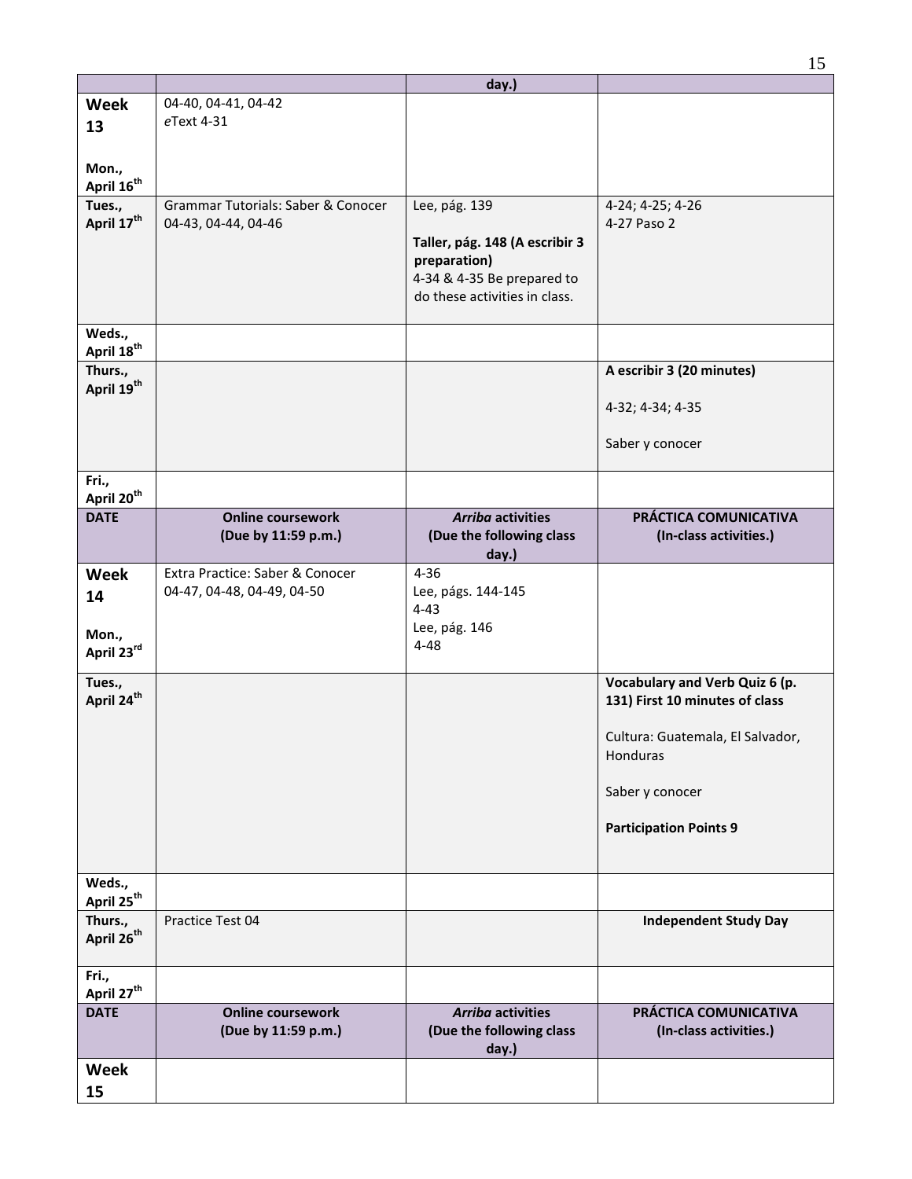| | | day.) | |
|---|---|---|---|
| **Week 13**<br><br>**Mon., April 16th** | 04-40, 04-41, 04-42<br>*e*Text 4-31 | | |
| **Tues., April 17th** | Grammar Tutorials: Saber & Conocer<br>04-43, 04-44, 04-46 | Lee, pág. 139<br><br>**Taller, pág. 148 (A escribir 3 preparation)**<br>4-34 & 4-35 Be prepared to do these activities in class. | 4-24; 4-25; 4-26<br>4-27 Paso 2 |
| **Weds., April 18th** | | | |
| **Thurs., April 19th** | | | **A escribir 3 (20 minutes)**<br><br>4-32; 4-34; 4-35<br><br>Saber y conocer |
| **Fri., April 20th** | | | |
| **DATE** | **Online coursework (Due by 11:59 p.m.)** | ***Arriba* activities (Due the following class day.)** | **PRÁCTICA COMUNICATIVA (In-class activities.)** |
| **Week 14**<br><br>**Mon., April 23rd** | Extra Practice: Saber & Conocer<br>04-47, 04-48, 04-49, 04-50 | 4-36<br>Lee, págs. 144-145<br>4-43<br>Lee, pág. 146<br>4-48 | |
| **Tues., April 24th** | | | **Vocabulary and Verb Quiz 6 (p. 131) First 10 minutes of class**<br><br>Cultura: Guatemala, El Salvador, Honduras<br><br>Saber y conocer<br><br>**Participation Points 9** |
| **Weds., April 25th** | | | |
| **Thurs., April 26th** | Practice Test 04 | | **Independent Study Day** |
| **Fri., April 27th** | | | |
| **DATE** | **Online coursework (Due by 11:59 p.m.)** | ***Arriba* activities (Due the following class day.)** | **PRÁCTICA COMUNICATIVA (In-class activities.)** |
| **Week 15** | | | |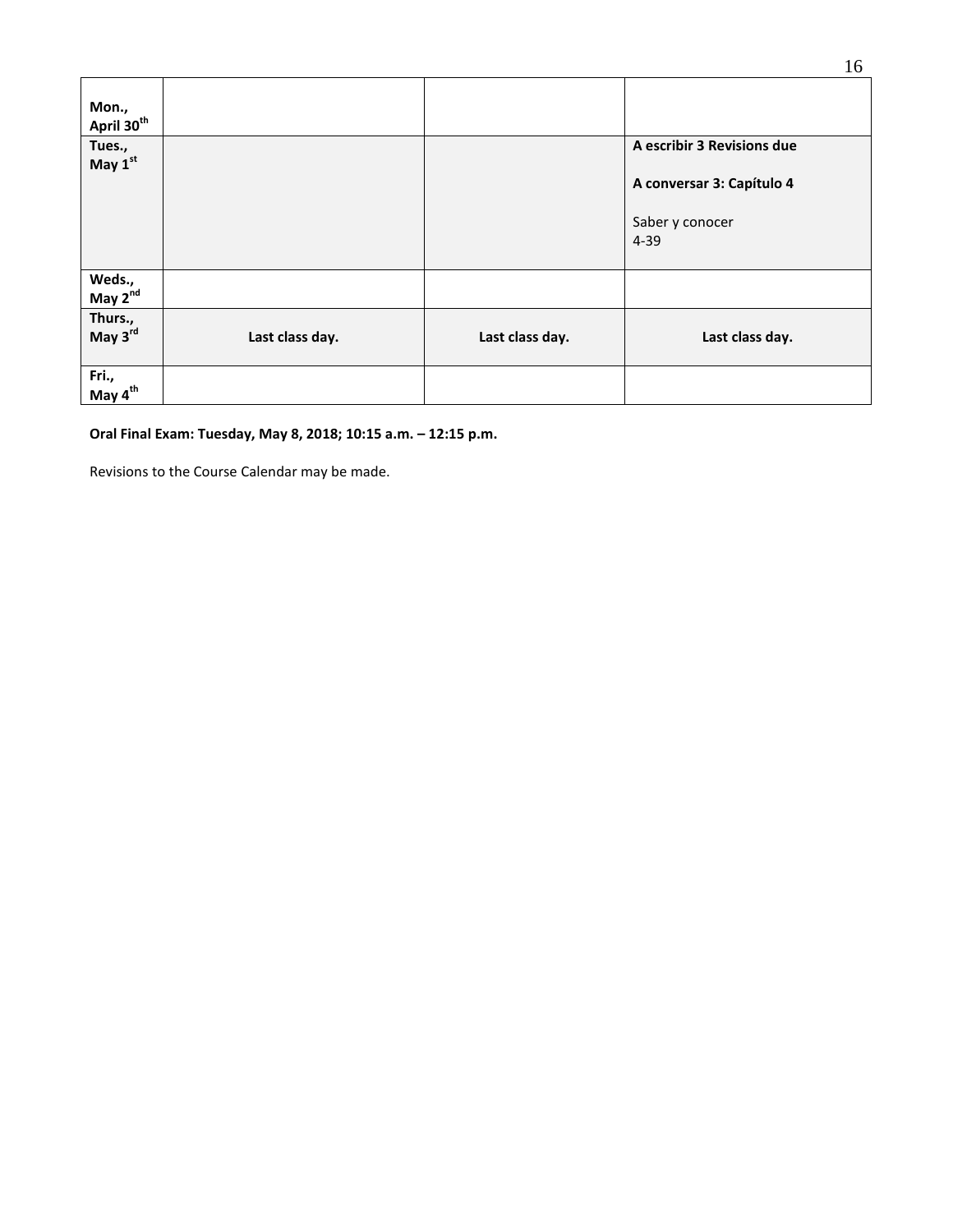| | | | |
|---|---|---|---|
| **Mon., April 30th** | | | |
| **Tues., May 1st** | | | **A escribir 3 Revisions due**<br><br>**A conversar 3: Capítulo 4**<br><br>Saber y conocer<br>4-39 |
| **Weds., May 2nd** | | | |
| **Thurs., May 3rd** | **Last class day.** | **Last class day.** | **Last class day.** |
| **Fri., May 4th** | | | |

**Oral Final Exam: Tuesday, May 8, 2018; 10:15 a.m. – 12:15 p.m.**

Revisions to the Course Calendar may be made.